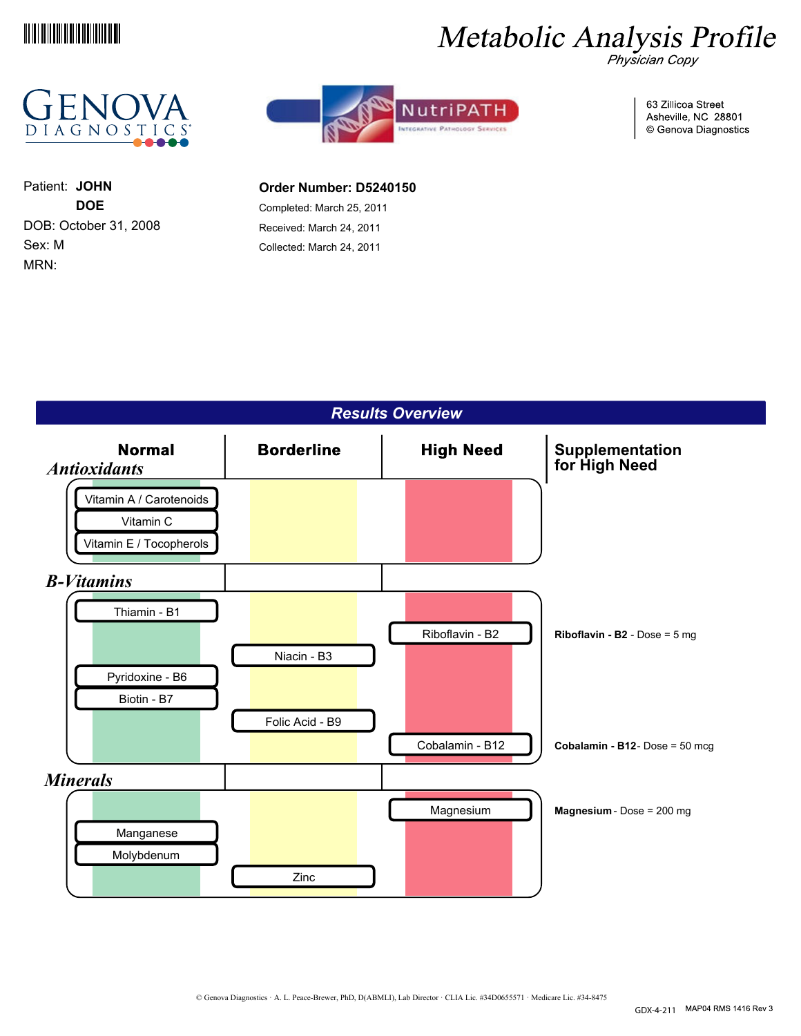# Metabolic Analysis Profile

*Physician Copy*

GENOVA DIAGNOSTICS

NutriPATH — Integrative Pathology Services

63 Zillicoa Street
Asheville, NC 28801
© Genova Diagnostics

Patient: **JOHN DOE**
DOB: October 31, 2008
Sex: M
MRN:

**Order Number: D5240150**
Completed: March 25, 2011
Received: March 24, 2011
Collected: March 24, 2011

## Results Overview

| | Normal | Borderline | High Need | Supplementation for High Need |
|---|---|---|---|---|
| ***Antioxidants*** | | | | |
| | Vitamin A / Carotenoids | | | |
| | Vitamin C | | | |
| | Vitamin E / Tocopherols | | | |
| ***B-Vitamins*** | | | | |
| | Thiamin - B1 | | | |
| | | | Riboflavin - B2 | **Riboflavin - B2** - Dose = 5 mg |
| | | Niacin - B3 | | |
| | Pyridoxine - B6 | | | |
| | Biotin - B7 | | | |
| | | Folic Acid - B9 | | |
| | | | Cobalamin - B12 | **Cobalamin - B12** - Dose = 50 mcg |
| ***Minerals*** | | | | |
| | | | Magnesium | **Magnesium** - Dose = 200 mg |
| | Manganese | | | |
| | Molybdenum | | | |
| | | Zinc | | |

© Genova Diagnostics · A. L. Peace-Brewer, PhD, D(ABMLI), Lab Director · CLIA Lic. #34D0655571 · Medicare Lic. #34-8475

GDX-4-211 MAP04 RMS 1416 Rev 3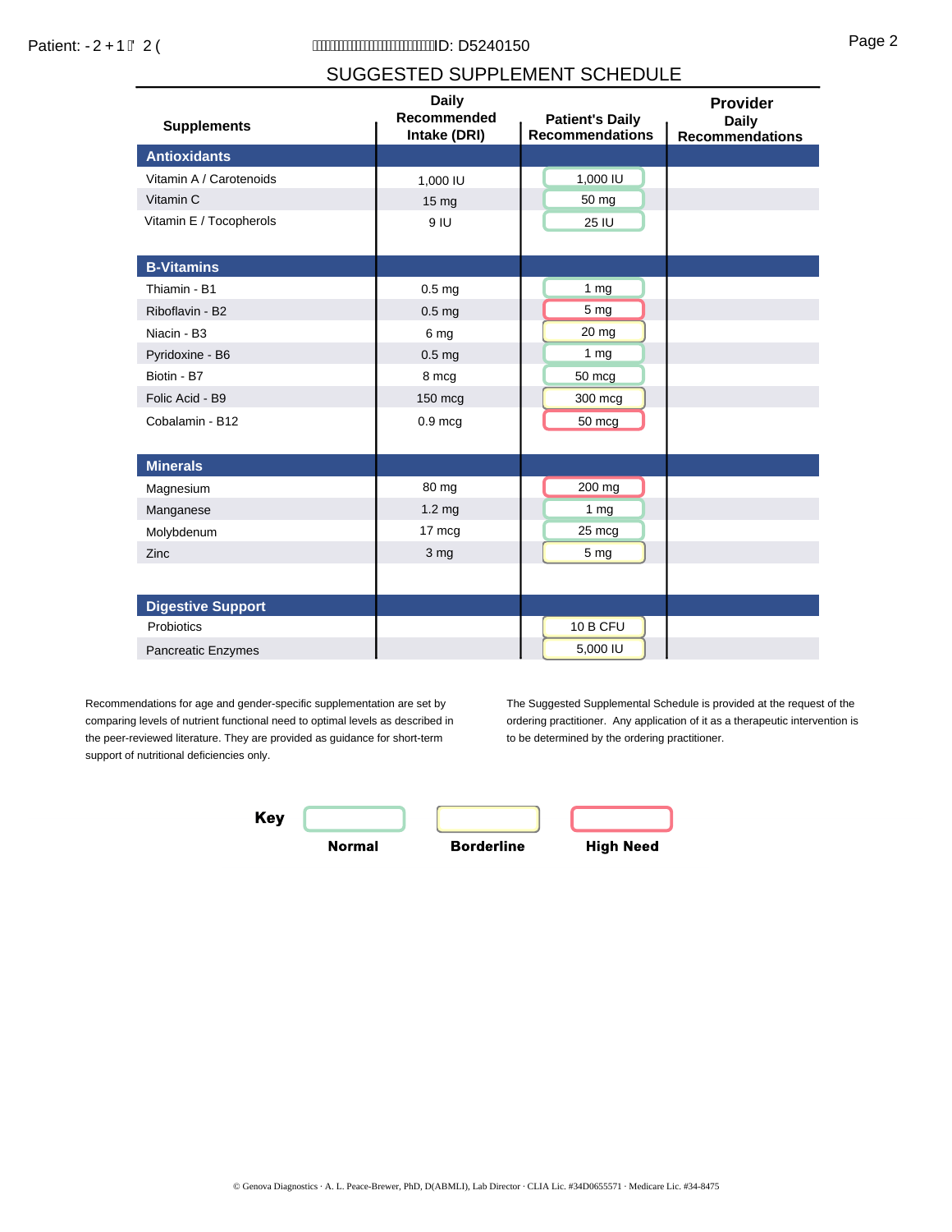## SUGGESTED SUPPLEMENT SCHEDULE

| Supplements | Daily Recommended Intake (DRI) | Patient's Daily Recommendations | Provider Daily Recommendations |
|---|---|---|---|
| **Antioxidants** | | | |
| Vitamin A / Carotenoids | 1,000 IU | 1,000 IU | |
| Vitamin C | 15 mg | 50 mg | |
| Vitamin E / Tocopherols | 9 IU | 25 IU | |
| **B-Vitamins** | | | |
| Thiamin - B1 | 0.5 mg | 1 mg | |
| Riboflavin - B2 | 0.5 mg | 5 mg | |
| Niacin - B3 | 6 mg | 20 mg | |
| Pyridoxine - B6 | 0.5 mg | 1 mg | |
| Biotin - B7 | 8 mcg | 50 mcg | |
| Folic Acid - B9 | 150 mcg | 300 mcg | |
| Cobalamin - B12 | 0.9 mcg | 50 mcg | |
| **Minerals** | | | |
| Magnesium | 80 mg | 200 mg | |
| Manganese | 1.2 mg | 1 mg | |
| Molybdenum | 17 mcg | 25 mcg | |
| Zinc | 3 mg | 5 mg | |
| **Digestive Support** | | | |
| Probiotics | | 10 B CFU | |
| Pancreatic Enzymes | | 5,000 IU | |

Recommendations for age and gender-specific supplementation are set by comparing levels of nutrient functional need to optimal levels as described in the peer-reviewed literature. They are provided as guidance for short-term support of nutritional deficiencies only.

The Suggested Supplemental Schedule is provided at the request of the ordering practitioner. Any application of it as a therapeutic intervention is to be determined by the ordering practitioner.

**Key**

**Normal** | **Borderline** | **High Need**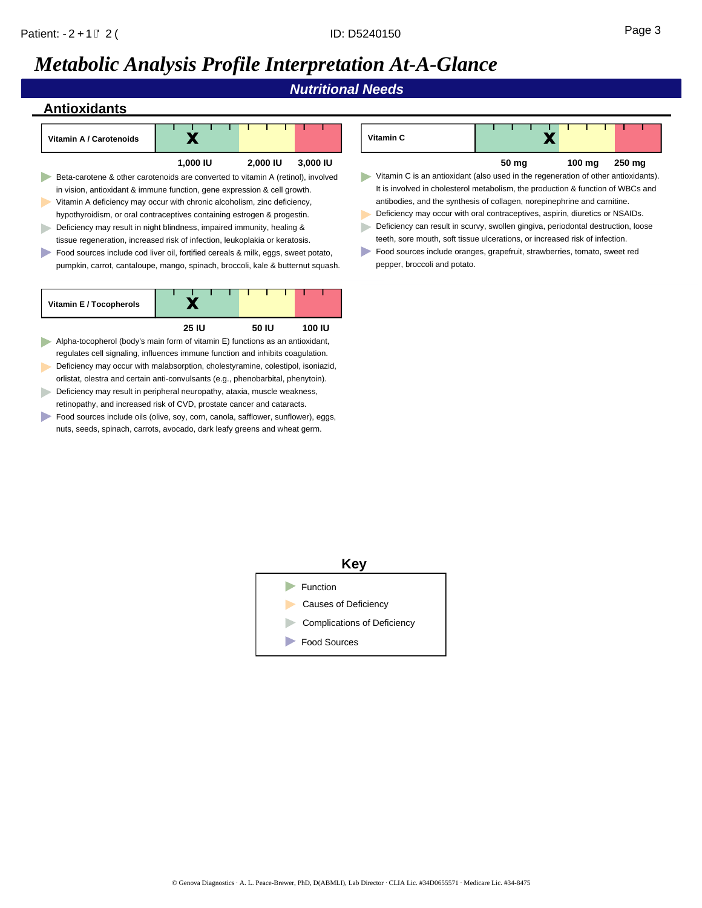# Metabolic Analysis Profile Interpretation At-A-Glance

## Nutritional Needs

### Antioxidants

**Vitamin A / Carotenoids**

| Marker | Result | 1,000 IU | 2,000 IU | 3,000 IU |
|---|---|---|---|---|
| Vitamin A / Carotenoids | X (green zone, below 1,000 IU) | | | |

- Beta-carotene & other carotenoids are converted to vitamin A (retinol), involved in vision, antioxidant & immune function, gene expression & cell growth.
- Vitamin A deficiency may occur with chronic alcoholism, zinc deficiency, hypothyroidism, or oral contraceptives containing estrogen & progestin.
- Deficiency may result in night blindness, impaired immunity, healing & tissue regeneration, increased risk of infection, leukoplakia or keratosis.
- Food sources include cod liver oil, fortified cereals & milk, eggs, sweet potato, pumpkin, carrot, cantaloupe, mango, spinach, broccoli, kale & butternut squash.

**Vitamin C**

| Marker | Result | 50 mg | 100 mg | 250 mg |
|---|---|---|---|---|
| Vitamin C | X (green zone, at upper end of green) | | | |

- Vitamin C is an antioxidant (also used in the regeneration of other antioxidants). It is involved in cholesterol metabolism, the production & function of WBCs and antibodies, and the synthesis of collagen, norepinephrine and carnitine.
- Deficiency may occur with oral contraceptives, aspirin, diuretics or NSAIDs.
- Deficiency can result in scurvy, swollen gingiva, periodontal destruction, loose teeth, sore mouth, soft tissue ulcerations, or increased risk of infection.
- Food sources include oranges, grapefruit, strawberries, tomato, sweet red pepper, broccoli and potato.

**Vitamin E / Tocopherols**

| Marker | Result | 25 IU | 50 IU | 100 IU |
|---|---|---|---|---|
| Vitamin E / Tocopherols | X (green zone, below 25 IU) | | | |

- Alpha-tocopherol (body's main form of vitamin E) functions as an antioxidant, regulates cell signaling, influences immune function and inhibits coagulation.
- Deficiency may occur with malabsorption, cholestyramine, colestipol, isoniazid, orlistat, olestra and certain anti-convulsants (e.g., phenobarbital, phenytoin).
- Deficiency may result in peripheral neuropathy, ataxia, muscle weakness, retinopathy, and increased risk of CVD, prostate cancer and cataracts.
- Food sources include oils (olive, soy, corn, canola, safflower, sunflower), eggs, nuts, seeds, spinach, carrots, avocado, dark leafy greens and wheat germ.

**Key**

- Function
- Causes of Deficiency
- Complications of Deficiency
- Food Sources

© Genova Diagnostics · A. L. Peace-Brewer, PhD, D(ABMLI), Lab Director · CLIA Lic. #34D0655571 · Medicare Lic. #34-8475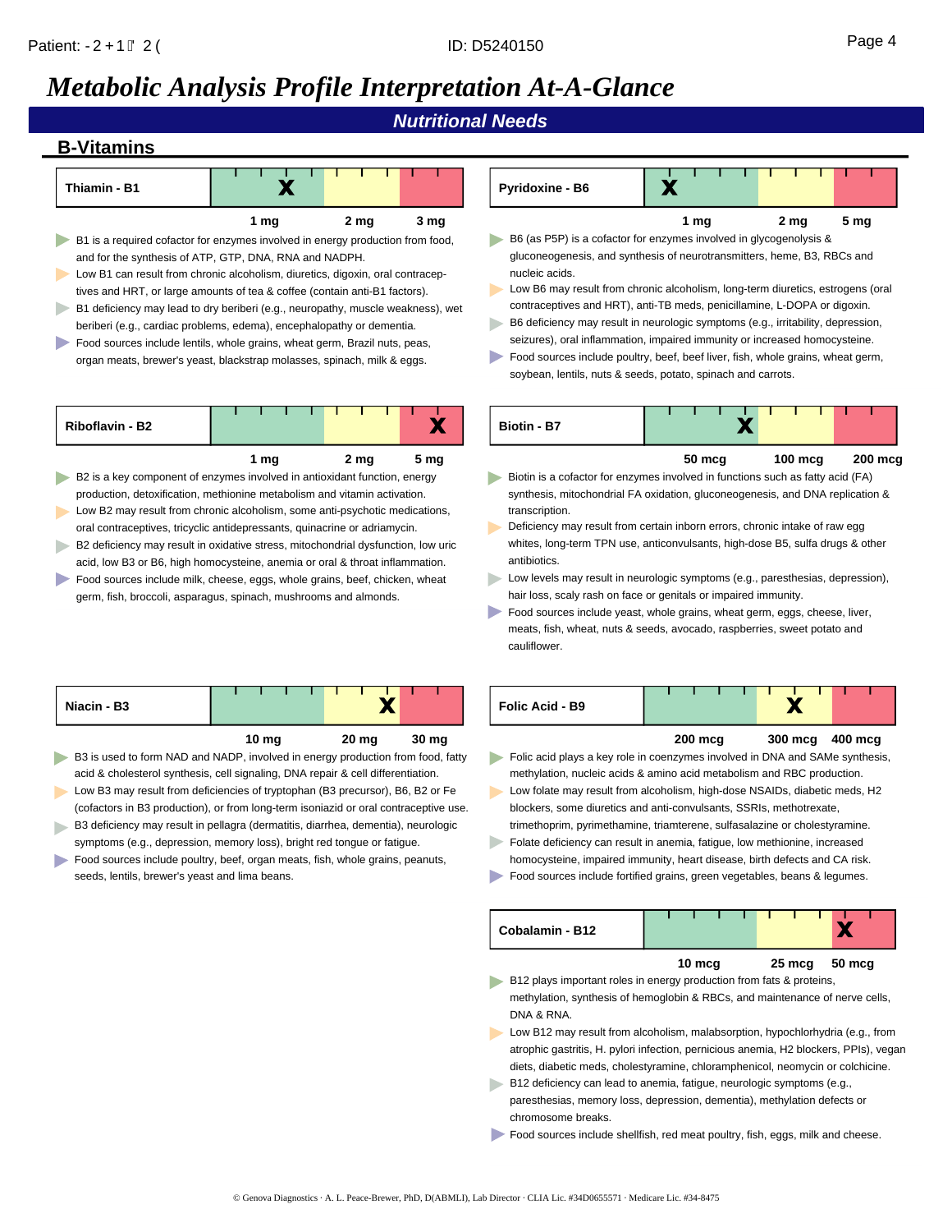# Metabolic Analysis Profile Interpretation At-A-Glance

## Nutritional Needs

### B-Vitamins

**Thiamin - B1**

| Scale | 1 mg | 2 mg | 3 mg |
|---|---|---|---|
| Result | X (green zone) | | |

- B1 is a required cofactor for enzymes involved in energy production from food, and for the synthesis of ATP, GTP, DNA, RNA and NADPH.
- Low B1 can result from chronic alcoholism, diuretics, digoxin, oral contraceptives and HRT, or large amounts of tea & coffee (contain anti-B1 factors).
- B1 deficiency may lead to dry beriberi (e.g., neuropathy, muscle weakness), wet beriberi (e.g., cardiac problems, edema), encephalopathy or dementia.
- Food sources include lentils, whole grains, wheat germ, Brazil nuts, peas, organ meats, brewer's yeast, blackstrap molasses, spinach, milk & eggs.

**Pyridoxine - B6**

| Scale | 1 mg | 2 mg | 5 mg |
|---|---|---|---|
| Result | X (green zone) | | |

- B6 (as P5P) is a cofactor for enzymes involved in glycogenolysis & gluconeogenesis, and synthesis of neurotransmitters, heme, B3, RBCs and nucleic acids.
- Low B6 may result from chronic alcoholism, long-term diuretics, estrogens (oral contraceptives and HRT), anti-TB meds, penicillamine, L-DOPA or digoxin.
- B6 deficiency may result in neurologic symptoms (e.g., irritability, depression, seizures), oral inflammation, impaired immunity or increased homocysteine.
- Food sources include poultry, beef, beef liver, fish, whole grains, wheat germ, soybean, lentils, nuts & seeds, potato, spinach and carrots.

**Riboflavin - B2**

| Scale | 1 mg | 2 mg | 5 mg |
|---|---|---|---|
| Result | | | X (red zone) |

- B2 is a key component of enzymes involved in antioxidant function, energy production, detoxification, methionine metabolism and vitamin activation.
- Low B2 may result from chronic alcoholism, some anti-psychotic medications, oral contraceptives, tricyclic antidepressants, quinacrine or adriamycin.
- B2 deficiency may result in oxidative stress, mitochondrial dysfunction, low uric acid, low B3 or B6, high homocysteine, anemia or oral & throat inflammation.
- Food sources include milk, cheese, eggs, whole grains, beef, chicken, wheat germ, fish, broccoli, asparagus, spinach, mushrooms and almonds.

**Biotin - B7**

| Scale | 50 mcg | 100 mcg | 200 mcg |
|---|---|---|---|
| Result | X (green zone) | | |

- Biotin is a cofactor for enzymes involved in functions such as fatty acid (FA) synthesis, mitochondrial FA oxidation, gluconeogenesis, and DNA replication & transcription.
- Deficiency may result from certain inborn errors, chronic intake of raw egg whites, long-term TPN use, anticonvulsants, high-dose B5, sulfa drugs & other antibiotics.
- Low levels may result in neurologic symptoms (e.g., paresthesias, depression), hair loss, scaly rash on face or genitals or impaired immunity.
- Food sources include yeast, whole grains, wheat germ, eggs, cheese, liver, meats, fish, wheat, nuts & seeds, avocado, raspberries, sweet potato and cauliflower.

**Niacin - B3**

| Scale | 10 mg | 20 mg | 30 mg |
|---|---|---|---|
| Result | | X (yellow zone) | |

- B3 is used to form NAD and NADP, involved in energy production from food, fatty acid & cholesterol synthesis, cell signaling, DNA repair & cell differentiation.
- Low B3 may result from deficiencies of tryptophan (B3 precursor), B6, B2 or Fe (cofactors in B3 production), or from long-term isoniazid or oral contraceptive use.
- B3 deficiency may result in pellagra (dermatitis, diarrhea, dementia), neurologic symptoms (e.g., depression, memory loss), bright red tongue or fatigue.
- Food sources include poultry, beef, organ meats, fish, whole grains, peanuts, seeds, lentils, brewer's yeast and lima beans.

**Folic Acid - B9**

| Scale | 200 mcg | 300 mcg | 400 mcg |
|---|---|---|---|
| Result | | X (yellow zone) | |

- Folic acid plays a key role in coenzymes involved in DNA and SAMe synthesis, methylation, nucleic acids & amino acid metabolism and RBC production.
- Low folate may result from alcoholism, high-dose NSAIDs, diabetic meds, H2 blockers, some diuretics and anti-convulsants, SSRIs, methotrexate, trimethoprim, pyrimethamine, triamterene, sulfasalazine or cholestyramine.
- Folate deficiency can result in anemia, fatigue, low methionine, increased homocysteine, impaired immunity, heart disease, birth defects and CA risk.
- Food sources include fortified grains, green vegetables, beans & legumes.

**Cobalamin - B12**

| Scale | 10 mcg | 25 mcg | 50 mcg |
|---|---|---|---|
| Result | | | X (red zone) |

- B12 plays important roles in energy production from fats & proteins, methylation, synthesis of hemoglobin & RBCs, and maintenance of nerve cells, DNA & RNA.
- Low B12 may result from alcoholism, malabsorption, hypochlorhydria (e.g., from atrophic gastritis, H. pylori infection, pernicious anemia, H2 blockers, PPIs), vegan diets, diabetic meds, cholestyramine, chloramphenicol, neomycin or colchicine.
- B12 deficiency can lead to anemia, fatigue, neurologic symptoms (e.g., paresthesias, memory loss, depression, dementia), methylation defects or chromosome breaks.
- Food sources include shellfish, red meat poultry, fish, eggs, milk and cheese.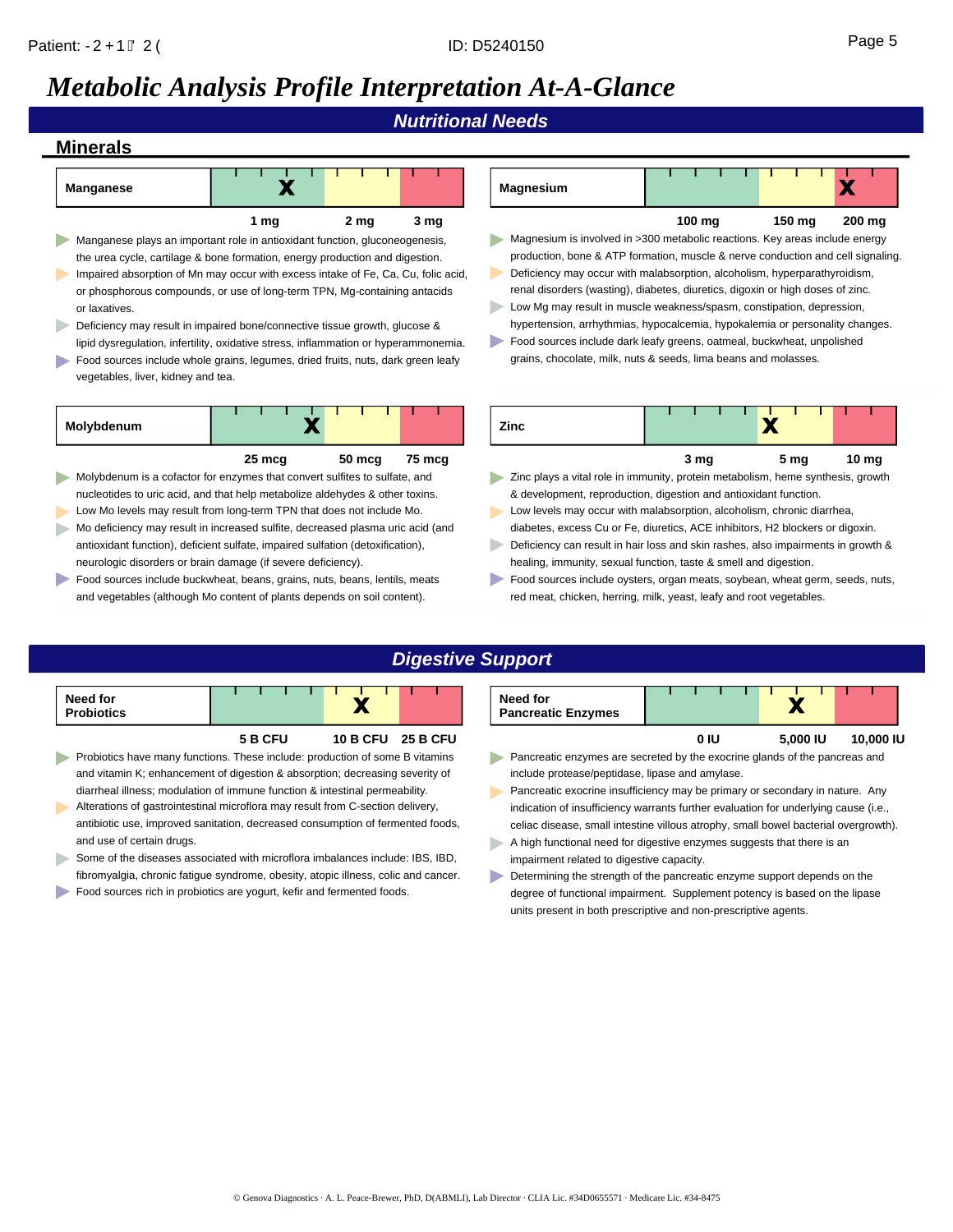# *Metabolic Analysis Profile Interpretation At-A-Glance*

## *Nutritional Needs*

### Minerals

**Manganese**

| Manganese | 1 mg | 2 mg | 3 mg |
|---|---|---|---|
| X (green zone) | | | |

- Manganese plays an important role in antioxidant function, gluconeogenesis, the urea cycle, cartilage & bone formation, energy production and digestion.
- Impaired absorption of Mn may occur with excess intake of Fe, Ca, Cu, folic acid, or phosphorous compounds, or use of long-term TPN, Mg-containing antacids or laxatives.
- Deficiency may result in impaired bone/connective tissue growth, glucose & lipid dysregulation, infertility, oxidative stress, inflammation or hyperammonemia.
- Food sources include whole grains, legumes, dried fruits, nuts, dark green leafy vegetables, liver, kidney and tea.

**Magnesium**

| Magnesium | 100 mg | 150 mg | 200 mg |
|---|---|---|---|
| X (red zone) | | | |

- Magnesium is involved in >300 metabolic reactions. Key areas include energy production, bone & ATP formation, muscle & nerve conduction and cell signaling.
- Deficiency may occur with malabsorption, alcoholism, hyperparathyroidism, renal disorders (wasting), diabetes, diuretics, digoxin or high doses of zinc.
- Low Mg may result in muscle weakness/spasm, constipation, depression, hypertension, arrhythmias, hypocalcemia, hypokalemia or personality changes.
- Food sources include dark leafy greens, oatmeal, buckwheat, unpolished grains, chocolate, milk, nuts & seeds, lima beans and molasses.

**Molybdenum**

| Molybdenum | 25 mcg | 50 mcg | 75 mcg |
|---|---|---|---|
| X (green zone) | | | |

- Molybdenum is a cofactor for enzymes that convert sulfites to sulfate, and nucleotides to uric acid, and that help metabolize aldehydes & other toxins.
- Low Mo levels may result from long-term TPN that does not include Mo.
- Mo deficiency may result in increased sulfite, decreased plasma uric acid (and antioxidant function), deficient sulfate, impaired sulfation (detoxification), neurologic disorders or brain damage (if severe deficiency).
- Food sources include buckwheat, beans, grains, nuts, beans, lentils, meats and vegetables (although Mo content of plants depends on soil content).

**Zinc**

| Zinc | 3 mg | 5 mg | 10 mg |
|---|---|---|---|
| X (yellow zone) | | | |

- Zinc plays a vital role in immunity, protein metabolism, heme synthesis, growth & development, reproduction, digestion and antioxidant function.
- Low levels may occur with malabsorption, alcoholism, chronic diarrhea, diabetes, excess Cu or Fe, diuretics, ACE inhibitors, H2 blockers or digoxin.
- Deficiency can result in hair loss and skin rashes, also impairments in growth & healing, immunity, sexual function, taste & smell and digestion.
- Food sources include oysters, organ meats, soybean, wheat germ, seeds, nuts, red meat, chicken, herring, milk, yeast, leafy and root vegetables.

## *Digestive Support*

**Need for Probiotics**

| Need for Probiotics | 5 B CFU | 10 B CFU | 25 B CFU |
|---|---|---|---|
| X (yellow zone) | | | |

- Probiotics have many functions. These include: production of some B vitamins and vitamin K; enhancement of digestion & absorption; decreasing severity of diarrheal illness; modulation of immune function & intestinal permeability.
- Alterations of gastrointestinal microflora may result from C-section delivery, antibiotic use, improved sanitation, decreased consumption of fermented foods, and use of certain drugs.
- Some of the diseases associated with microflora imbalances include: IBS, IBD, fibromyalgia, chronic fatigue syndrome, obesity, atopic illness, colic and cancer.
- Food sources rich in probiotics are yogurt, kefir and fermented foods.

**Need for Pancreatic Enzymes**

| Need for Pancreatic Enzymes | 0 IU | 5,000 IU | 10,000 IU |
|---|---|---|---|
| X (yellow zone) | | | |

- Pancreatic enzymes are secreted by the exocrine glands of the pancreas and include protease/peptidase, lipase and amylase.
- Pancreatic exocrine insufficiency may be primary or secondary in nature. Any indication of insufficiency warrants further evaluation for underlying cause (i.e., celiac disease, small intestine villous atrophy, small bowel bacterial overgrowth).
- A high functional need for digestive enzymes suggests that there is an impairment related to digestive capacity.
- Determining the strength of the pancreatic enzyme support depends on the degree of functional impairment. Supplement potency is based on the lipase units present in both prescriptive and non-prescriptive agents.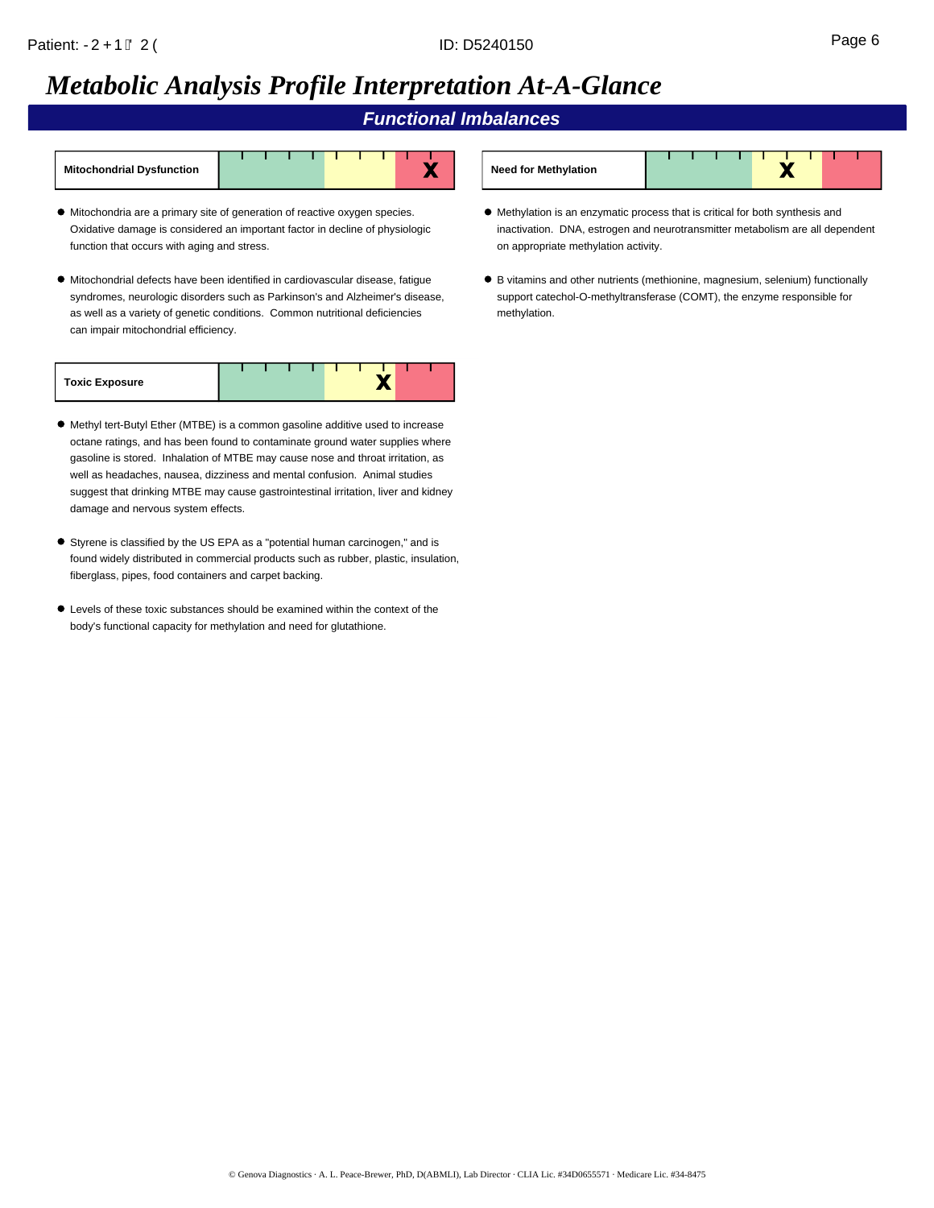# Metabolic Analysis Profile Interpretation At-A-Glance

## Functional Imbalances

**Mitochondrial Dysfunction** — X (red zone)

- Mitochondria are a primary site of generation of reactive oxygen species. Oxidative damage is considered an important factor in decline of physiologic function that occurs with aging and stress.
- Mitochondrial defects have been identified in cardiovascular disease, fatigue syndromes, neurologic disorders such as Parkinson's and Alzheimer's disease, as well as a variety of genetic conditions. Common nutritional deficiencies can impair mitochondrial efficiency.

**Toxic Exposure** — X (yellow zone)

- Methyl tert-Butyl Ether (MTBE) is a common gasoline additive used to increase octane ratings, and has been found to contaminate ground water supplies where gasoline is stored. Inhalation of MTBE may cause nose and throat irritation, as well as headaches, nausea, dizziness and mental confusion. Animal studies suggest that drinking MTBE may cause gastrointestinal irritation, liver and kidney damage and nervous system effects.
- Styrene is classified by the US EPA as a "potential human carcinogen," and is found widely distributed in commercial products such as rubber, plastic, insulation, fiberglass, pipes, food containers and carpet backing.
- Levels of these toxic substances should be examined within the context of the body's functional capacity for methylation and need for glutathione.

**Need for Methylation** — X (yellow zone)

- Methylation is an enzymatic process that is critical for both synthesis and inactivation. DNA, estrogen and neurotransmitter metabolism are all dependent on appropriate methylation activity.
- B vitamins and other nutrients (methionine, magnesium, selenium) functionally support catechol-O-methyltransferase (COMT), the enzyme responsible for methylation.

© Genova Diagnostics · A. L. Peace-Brewer, PhD, D(ABMLI), Lab Director · CLIA Lic. #34D0655571 · Medicare Lic. #34-8475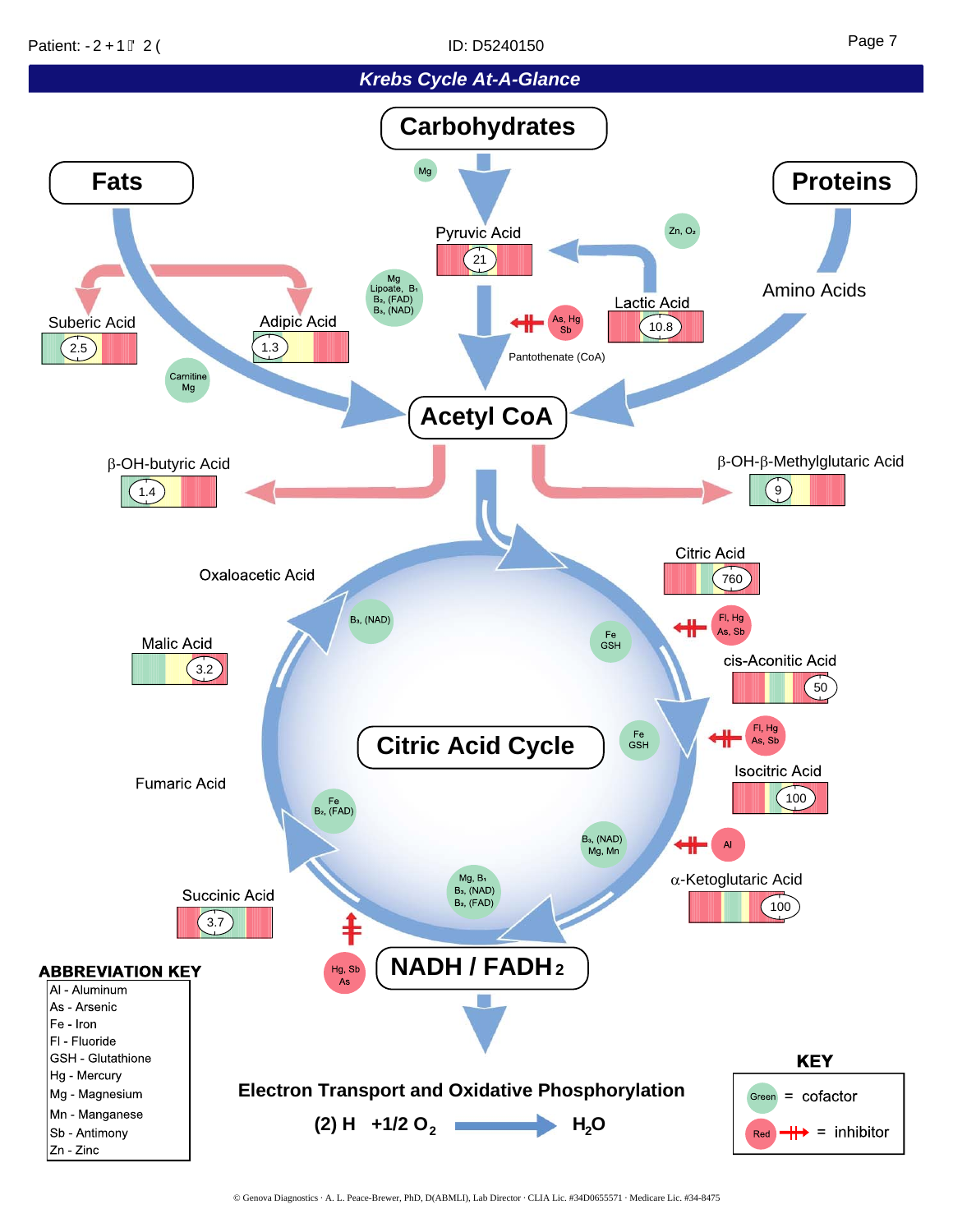## Krebs Cycle At-A-Glance

**Carbohydrates**

**Fats**

**Proteins**

Mg

Pyruvic Acid 21

Zn, $O_2$

Lactic Acid 10.8

Mg Lipoate, $B_1$ $B_2$, (FAD) $B_3$, (NAD)

As, Hg Sb

Pantothenate (CoA)

Amino Acids

Suberic Acid 2.5

Adipic Acid 1.3

Carnitine Mg

**Acetyl CoA**

β-OH-butyric Acid 1.4

β-OH-β-Methylglutaric Acid 9

Oxaloacetic Acid

$B_3$, (NAD)

Citric Acid 760

Fe GSH

Fl, Hg As, Sb

Malic Acid 3.2

cis-Aconitic Acid 50

**Citric Acid Cycle**

Fe GSH

Fl, Hg As, Sb

Isocitric Acid 100

Fumaric Acid

Fe $B_2$, (FAD)

$B_3$, (NAD) Mg, Mn

Al

α-Ketoglutaric Acid 100

Mg, $B_1$ $B_3$, (NAD) $B_2$, (FAD)

Succinic Acid 3.7

Hg, Sb As

**NADH / $FADH_2$**

### ABBREVIATION KEY

- Al - Aluminum
- As - Arsenic
- Fe - Iron
- Fl - Fluoride
- GSH - Glutathione
- Hg - Mercury
- Mg - Magnesium
- Mn - Manganese
- Sb - Antimony
- Zn - Zinc

**Electron Transport and Oxidative Phosphorylation**

**(2) H +1/2 $O_2$ → $H_2O$**

### KEY

- Green = cofactor
- Red = inhibitor

© Genova Diagnostics · A. L. Peace-Brewer, PhD, D(ABMLI), Lab Director · CLIA Lic. #34D0655571 · Medicare Lic. #34-8475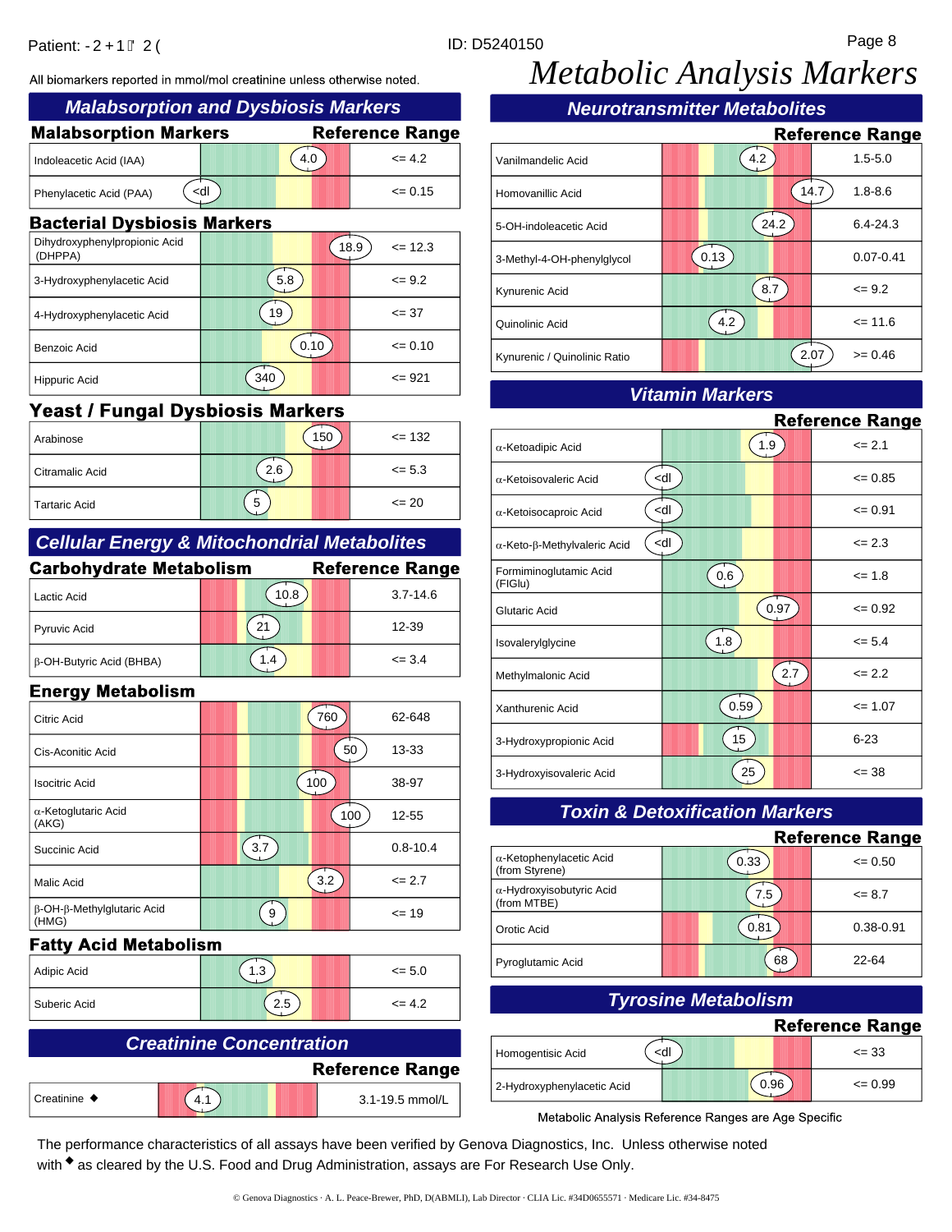Patient: - 2 + 1 2 (

ID: D5240150

# Metabolic Analysis Markers

All biomarkers reported in mmol/mol creatinine unless otherwise noted.

## Malabsorption and Dysbiosis Markers

### Malabsorption Markers

| Marker | Result | Reference Range |
|---|---|---|
| Indoleacetic Acid (IAA) | 4.0 | <= 4.2 |
| Phenylacetic Acid (PAA) | <dl | <= 0.15 |

### Bacterial Dysbiosis Markers

| Marker | Result | Reference Range |
|---|---|---|
| Dihydroxyphenylpropionic Acid (DHPPA) | 18.9 | <= 12.3 |
| 3-Hydroxyphenylacetic Acid | 5.8 | <= 9.2 |
| 4-Hydroxyphenylacetic Acid | 19 | <= 37 |
| Benzoic Acid | 0.10 | <= 0.10 |
| Hippuric Acid | 340 | <= 921 |

### Yeast / Fungal Dysbiosis Markers

| Marker | Result | Reference Range |
|---|---|---|
| Arabinose | 150 | <= 132 |
| Citramalic Acid | 2.6 | <= 5.3 |
| Tartaric Acid | 5 | <= 20 |

## Cellular Energy & Mitochondrial Metabolites

### Carbohydrate Metabolism

| Marker | Result | Reference Range |
|---|---|---|
| Lactic Acid | 10.8 | 3.7-14.6 |
| Pyruvic Acid | 21 | 12-39 |
| β-OH-Butyric Acid (BHBA) | 1.4 | <= 3.4 |

### Energy Metabolism

| Marker | Result | Reference Range |
|---|---|---|
| Citric Acid | 760 | 62-648 |
| Cis-Aconitic Acid | 50 | 13-33 |
| Isocitric Acid | 100 | 38-97 |
| α-Ketoglutaric Acid (AKG) | 100 | 12-55 |
| Succinic Acid | 3.7 | 0.8-10.4 |
| Malic Acid | 3.2 | <= 2.7 |
| β-OH-β-Methylglutaric Acid (HMG) | 9 | <= 19 |

### Fatty Acid Metabolism

| Marker | Result | Reference Range |
|---|---|---|
| Adipic Acid | 1.3 | <= 5.0 |
| Suberic Acid | 2.5 | <= 4.2 |

## Creatinine Concentration

| Marker | Result | Reference Range |
|---|---|---|
| Creatinine ◆ | 4.1 | 3.1-19.5 mmol/L |

## Neurotransmitter Metabolites

| Marker | Result | Reference Range |
|---|---|---|
| Vanilmandelic Acid | 4.2 | 1.5-5.0 |
| Homovanillic Acid | 14.7 | 1.8-8.6 |
| 5-OH-indoleacetic Acid | 24.2 | 6.4-24.3 |
| 3-Methyl-4-OH-phenylglycol | 0.13 | 0.07-0.41 |
| Kynurenic Acid | 8.7 | <= 9.2 |
| Quinolinic Acid | 4.2 | <= 11.6 |
| Kynurenic / Quinolinic Ratio | 2.07 | >= 0.46 |

## Vitamin Markers

| Marker | Result | Reference Range |
|---|---|---|
| α-Ketoadipic Acid | 1.9 | <= 2.1 |
| α-Ketoisovaleric Acid | <dl | <= 0.85 |
| α-Ketoisocaproic Acid | <dl | <= 0.91 |
| α-Keto-β-Methylvaleric Acid | <dl | <= 2.3 |
| Formiminoglutamic Acid (FIGlu) | 0.6 | <= 1.8 |
| Glutaric Acid | 0.97 | <= 0.92 |
| Isovalerylglycine | 1.8 | <= 5.4 |
| Methylmalonic Acid | 2.7 | <= 2.2 |
| Xanthurenic Acid | 0.59 | <= 1.07 |
| 3-Hydroxypropionic Acid | 15 | 6-23 |
| 3-Hydroxyisovaleric Acid | 25 | <= 38 |

## Toxin & Detoxification Markers

| Marker | Result | Reference Range |
|---|---|---|
| α-Ketophenylacetic Acid (from Styrene) | 0.33 | <= 0.50 |
| α-Hydroxyisobutyric Acid (from MTBE) | 7.5 | <= 8.7 |
| Orotic Acid | 0.81 | 0.38-0.91 |
| Pyroglutamic Acid | 68 | 22-64 |

## Tyrosine Metabolism

| Marker | Result | Reference Range |
|---|---|---|
| Homogentisic Acid | <dl | <= 33 |
| 2-Hydroxyphenylacetic Acid | 0.96 | <= 0.99 |

Metabolic Analysis Reference Ranges are Age Specific

The performance characteristics of all assays have been verified by Genova Diagnostics, Inc. Unless otherwise noted with ◆ as cleared by the U.S. Food and Drug Administration, assays are For Research Use Only.

© Genova Diagnostics · A. L. Peace-Brewer, PhD, D(ABMLI), Lab Director · CLIA Lic. #34D0655571 · Medicare Lic. #34-8475